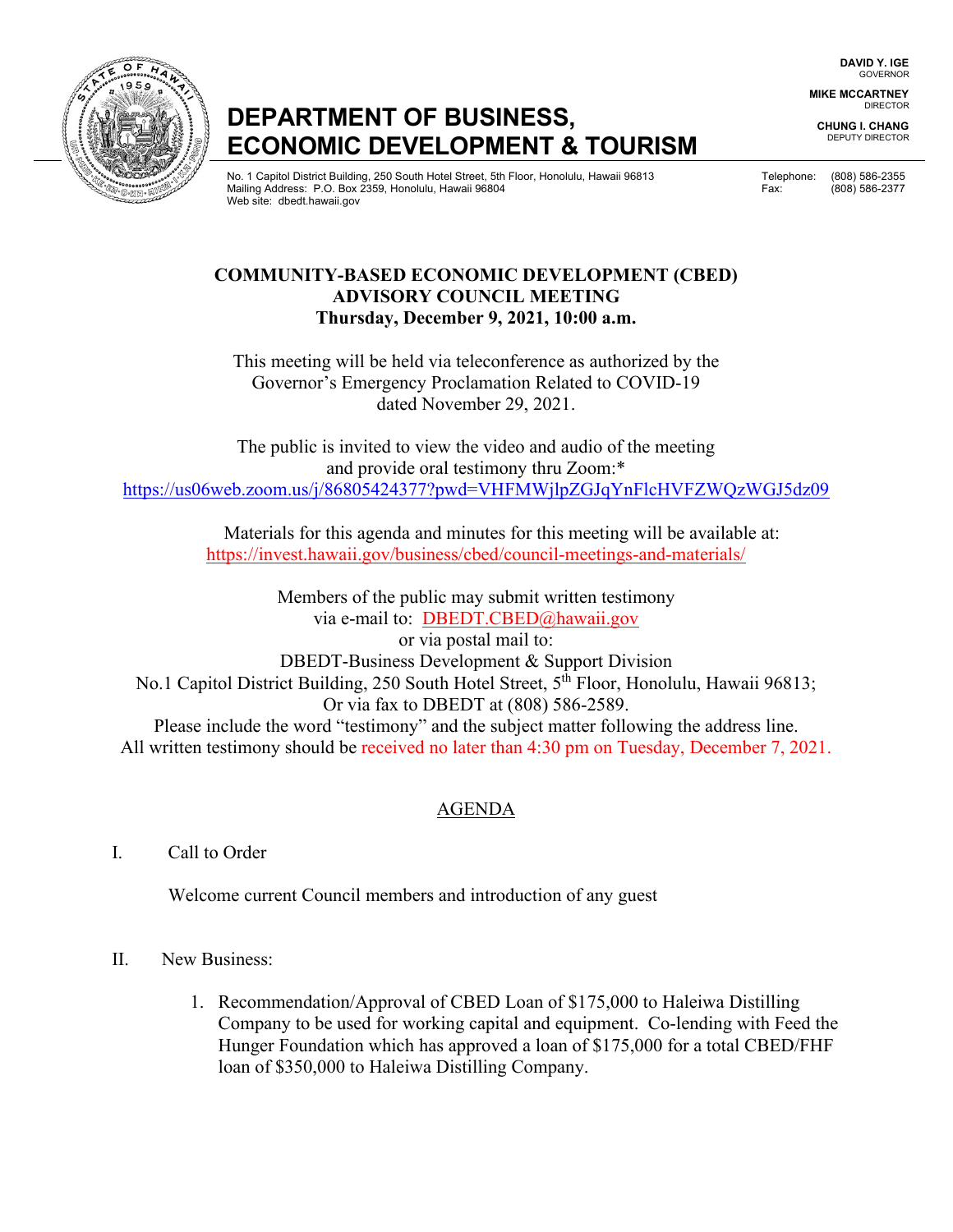DAVID Y. IGE
GOVERNOR

MIKE MCCARTNEY
DIRECTOR

CHUNG I. CHANG
DEPUTY DIRECTOR

# DEPARTMENT OF BUSINESS, ECONOMIC DEVELOPMENT & TOURISM

No. 1 Capitol District Building, 250 South Hotel Street, 5th Floor, Honolulu, Hawaii 96813
Mailing Address: P.O. Box 2359, Honolulu, Hawaii 96804
Web site: dbedt.hawaii.gov

Telephone: (808) 586-2355
Fax: (808) 586-2377

## COMMUNITY-BASED ECONOMIC DEVELOPMENT (CBED) ADVISORY COUNCIL MEETING
**Thursday, December 9, 2021, 10:00 a.m.**

This meeting will be held via teleconference as authorized by the Governor's Emergency Proclamation Related to COVID-19 dated November 29, 2021.

The public is invited to view the video and audio of the meeting and provide oral testimony thru Zoom:*
https://us06web.zoom.us/j/86805424377?pwd=VHFMWjlpZGJqYnFlcHVFZWQzWGJ5dz09

Materials for this agenda and minutes for this meeting will be available at:
https://invest.hawaii.gov/business/cbed/council-meetings-and-materials/

Members of the public may submit written testimony via e-mail to: DBEDT.CBED@hawaii.gov
or via postal mail to:
DBEDT-Business Development & Support Division
No.1 Capitol District Building, 250 South Hotel Street, 5th Floor, Honolulu, Hawaii 96813;
Or via fax to DBEDT at (808) 586-2589.
Please include the word "testimony" and the subject matter following the address line.
All written testimony should be received no later than 4:30 pm on Tuesday, December 7, 2021.

## AGENDA

I. Call to Order

Welcome current Council members and introduction of any guest

II. New Business:

1. Recommendation/Approval of CBED Loan of $175,000 to Haleiwa Distilling Company to be used for working capital and equipment. Co-lending with Feed the Hunger Foundation which has approved a loan of $175,000 for a total CBED/FHF loan of $350,000 to Haleiwa Distilling Company.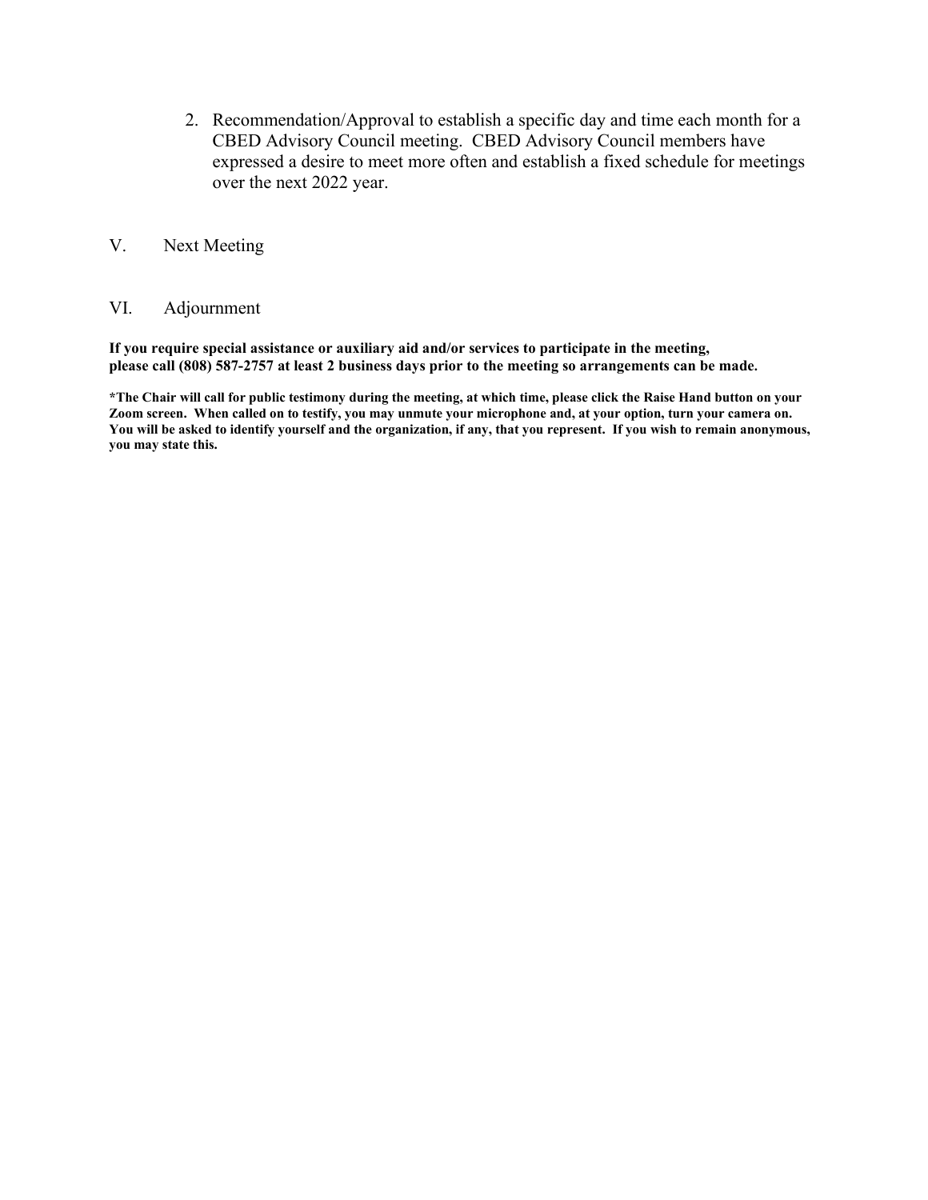2. Recommendation/Approval to establish a specific day and time each month for a CBED Advisory Council meeting. CBED Advisory Council members have expressed a desire to meet more often and establish a fixed schedule for meetings over the next 2022 year.

V. Next Meeting

VI. Adjournment

**If you require special assistance or auxiliary aid and/or services to participate in the meeting, please call (808) 587-2757 at least 2 business days prior to the meeting so arrangements can be made.**

**\*The Chair will call for public testimony during the meeting, at which time, please click the Raise Hand button on your Zoom screen. When called on to testify, you may unmute your microphone and, at your option, turn your camera on. You will be asked to identify yourself and the organization, if any, that you represent. If you wish to remain anonymous, you may state this.**